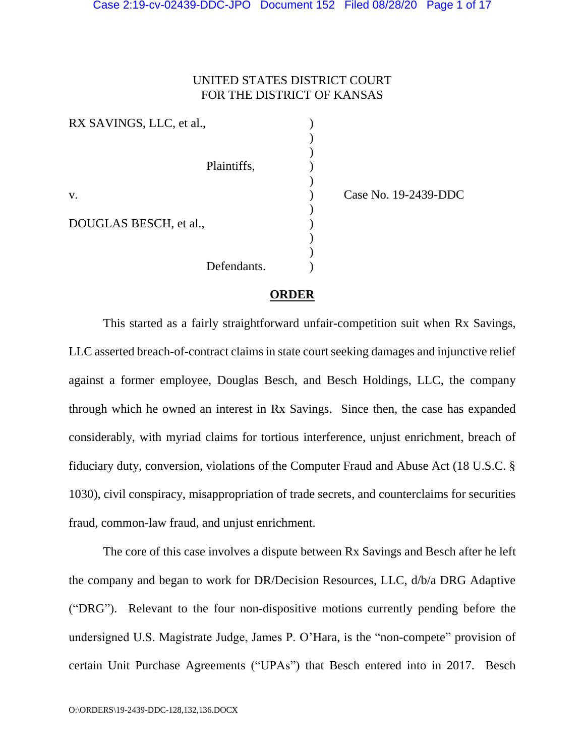UNITED STATES DISTRICT COURT
FOR THE DISTRICT OF KANSAS

RX SAVINGS, LLC, et al.,

Plaintiffs,

v.

DOUGLAS BESCH, et al.,

Defendants.

Case No. 19-2439-DDC

**ORDER**

This started as a fairly straightforward unfair-competition suit when Rx Savings, LLC asserted breach-of-contract claims in state court seeking damages and injunctive relief against a former employee, Douglas Besch, and Besch Holdings, LLC, the company through which he owned an interest in Rx Savings. Since then, the case has expanded considerably, with myriad claims for tortious interference, unjust enrichment, breach of fiduciary duty, conversion, violations of the Computer Fraud and Abuse Act (18 U.S.C. § 1030), civil conspiracy, misappropriation of trade secrets, and counterclaims for securities fraud, common-law fraud, and unjust enrichment.

The core of this case involves a dispute between Rx Savings and Besch after he left the company and began to work for DR/Decision Resources, LLC, d/b/a DRG Adaptive ("DRG"). Relevant to the four non-dispositive motions currently pending before the undersigned U.S. Magistrate Judge, James P. O'Hara, is the "non-compete" provision of certain Unit Purchase Agreements ("UPAs") that Besch entered into in 2017. Besch

O:\ORDERS\19-2439-DDC-128,132,136.DOCX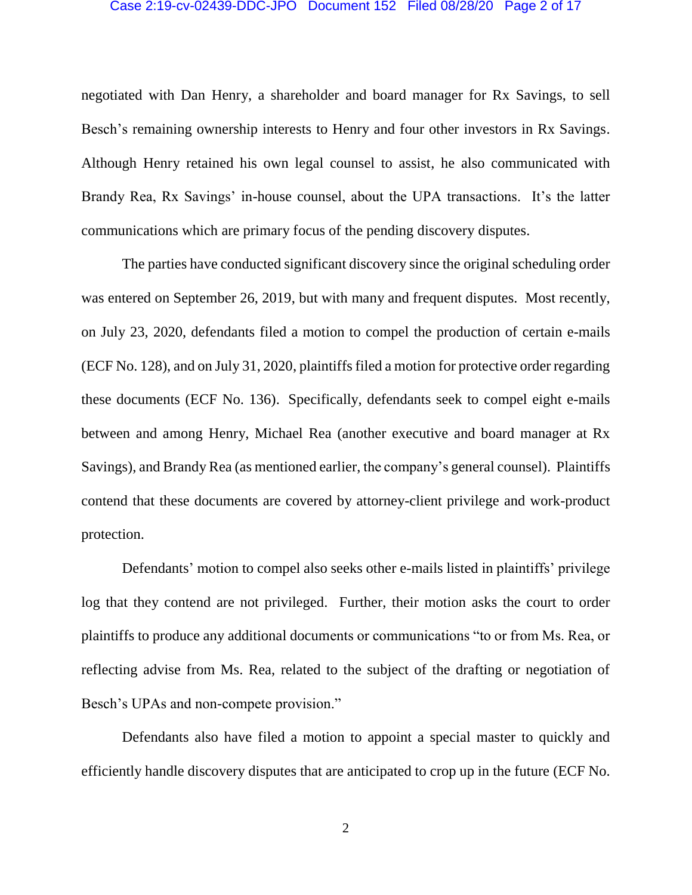negotiated with Dan Henry, a shareholder and board manager for Rx Savings, to sell Besch's remaining ownership interests to Henry and four other investors in Rx Savings. Although Henry retained his own legal counsel to assist, he also communicated with Brandy Rea, Rx Savings' in-house counsel, about the UPA transactions. It's the latter communications which are primary focus of the pending discovery disputes.

The parties have conducted significant discovery since the original scheduling order was entered on September 26, 2019, but with many and frequent disputes. Most recently, on July 23, 2020, defendants filed a motion to compel the production of certain e-mails (ECF No. 128), and on July 31, 2020, plaintiffs filed a motion for protective order regarding these documents (ECF No. 136). Specifically, defendants seek to compel eight e-mails between and among Henry, Michael Rea (another executive and board manager at Rx Savings), and Brandy Rea (as mentioned earlier, the company's general counsel). Plaintiffs contend that these documents are covered by attorney-client privilege and work-product protection.

Defendants' motion to compel also seeks other e-mails listed in plaintiffs' privilege log that they contend are not privileged. Further, their motion asks the court to order plaintiffs to produce any additional documents or communications "to or from Ms. Rea, or reflecting advise from Ms. Rea, related to the subject of the drafting or negotiation of Besch's UPAs and non-compete provision."

Defendants also have filed a motion to appoint a special master to quickly and efficiently handle discovery disputes that are anticipated to crop up in the future (ECF No.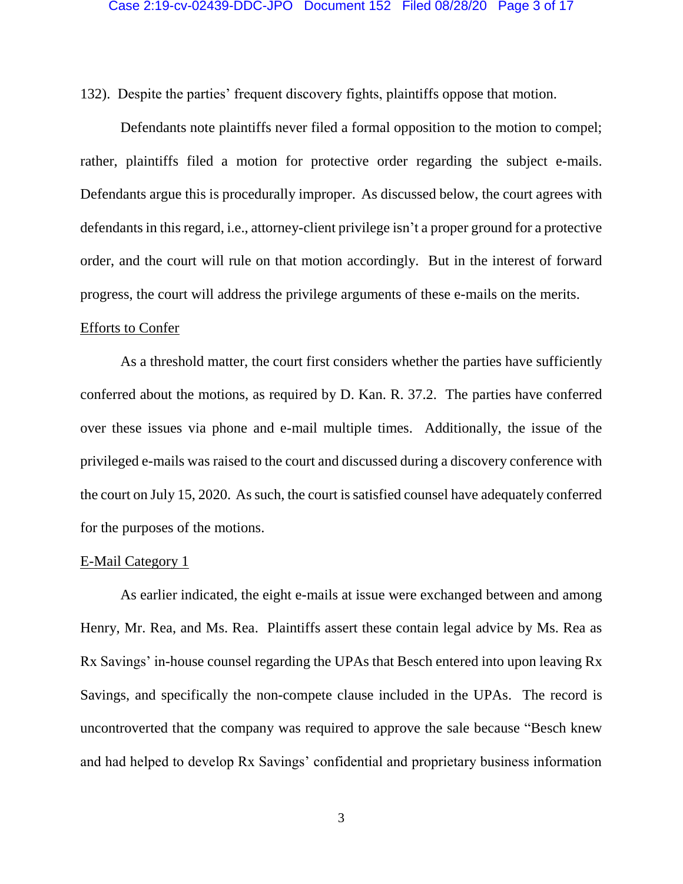132). Despite the parties' frequent discovery fights, plaintiffs oppose that motion.

Defendants note plaintiffs never filed a formal opposition to the motion to compel; rather, plaintiffs filed a motion for protective order regarding the subject e-mails. Defendants argue this is procedurally improper. As discussed below, the court agrees with defendants in this regard, i.e., attorney-client privilege isn't a proper ground for a protective order, and the court will rule on that motion accordingly. But in the interest of forward progress, the court will address the privilege arguments of these e-mails on the merits.

<u>Efforts to Confer</u>

As a threshold matter, the court first considers whether the parties have sufficiently conferred about the motions, as required by D. Kan. R. 37.2. The parties have conferred over these issues via phone and e-mail multiple times. Additionally, the issue of the privileged e-mails was raised to the court and discussed during a discovery conference with the court on July 15, 2020. As such, the court is satisfied counsel have adequately conferred for the purposes of the motions.

<u>E-Mail Category 1</u>

As earlier indicated, the eight e-mails at issue were exchanged between and among Henry, Mr. Rea, and Ms. Rea. Plaintiffs assert these contain legal advice by Ms. Rea as Rx Savings' in-house counsel regarding the UPAs that Besch entered into upon leaving Rx Savings, and specifically the non-compete clause included in the UPAs. The record is uncontroverted that the company was required to approve the sale because "Besch knew and had helped to develop Rx Savings' confidential and proprietary business information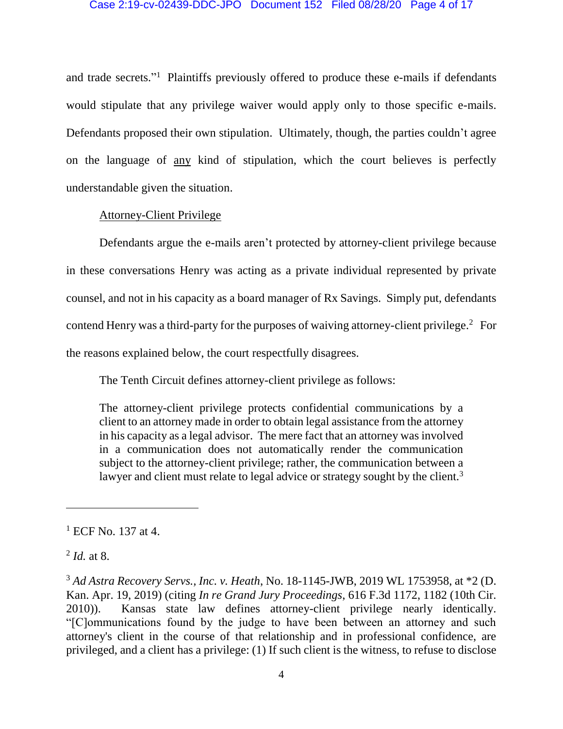and trade secrets."[1] Plaintiffs previously offered to produce these e-mails if defendants would stipulate that any privilege waiver would apply only to those specific e-mails. Defendants proposed their own stipulation. Ultimately, though, the parties couldn't agree on the language of <u>any</u> kind of stipulation, which the court believes is perfectly understandable given the situation.

<u>Attorney-Client Privilege</u>

Defendants argue the e-mails aren't protected by attorney-client privilege because in these conversations Henry was acting as a private individual represented by private counsel, and not in his capacity as a board manager of Rx Savings. Simply put, defendants contend Henry was a third-party for the purposes of waiving attorney-client privilege.[2] For the reasons explained below, the court respectfully disagrees.

The Tenth Circuit defines attorney-client privilege as follows:

> The attorney-client privilege protects confidential communications by a client to an attorney made in order to obtain legal assistance from the attorney in his capacity as a legal advisor. The mere fact that an attorney was involved in a communication does not automatically render the communication subject to the attorney-client privilege; rather, the communication between a lawyer and client must relate to legal advice or strategy sought by the client.[3]

---

[1] ECF No. 137 at 4.

[2] *Id.* at 8.

[3] *Ad Astra Recovery Servs., Inc. v. Heath*, No. 18-1145-JWB, 2019 WL 1753958, at *2 (D. Kan. Apr. 19, 2019) (citing *In re Grand Jury Proceedings*, 616 F.3d 1172, 1182 (10th Cir. 2010)). Kansas state law defines attorney-client privilege nearly identically. "[C]ommunications found by the judge to have been between an attorney and such attorney's client in the course of that relationship and in professional confidence, are privileged, and a client has a privilege: (1) If such client is the witness, to refuse to disclose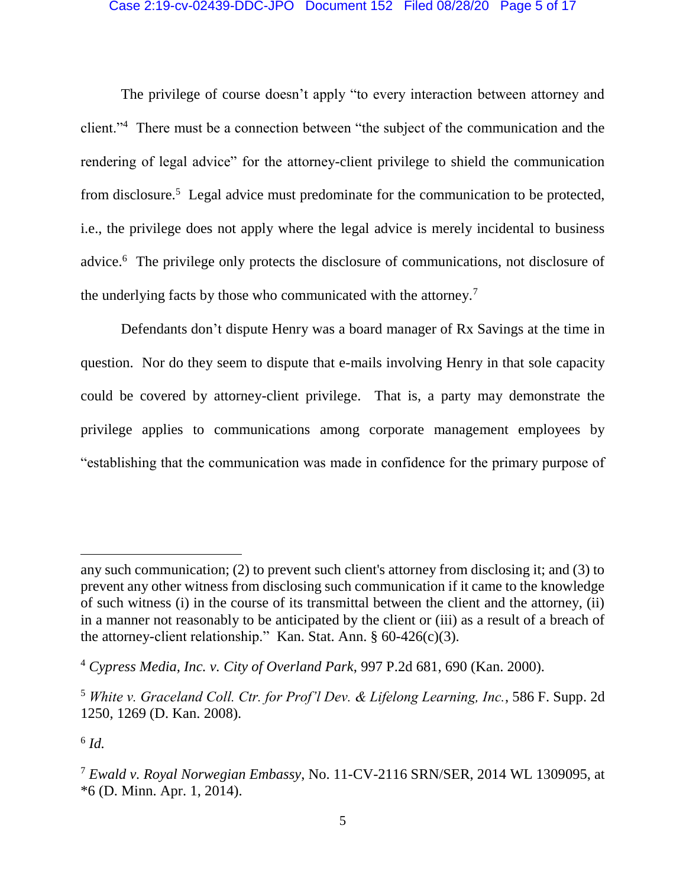The privilege of course doesn't apply "to every interaction between attorney and client."[4] There must be a connection between "the subject of the communication and the rendering of legal advice" for the attorney-client privilege to shield the communication from disclosure.[5] Legal advice must predominate for the communication to be protected, i.e., the privilege does not apply where the legal advice is merely incidental to business advice.[6] The privilege only protects the disclosure of communications, not disclosure of the underlying facts by those who communicated with the attorney.[7]

Defendants don't dispute Henry was a board manager of Rx Savings at the time in question. Nor do they seem to dispute that e-mails involving Henry in that sole capacity could be covered by attorney-client privilege. That is, a party may demonstrate the privilege applies to communications among corporate management employees by "establishing that the communication was made in confidence for the primary purpose of

---

any such communication; (2) to prevent such client's attorney from disclosing it; and (3) to prevent any other witness from disclosing such communication if it came to the knowledge of such witness (i) in the course of its transmittal between the client and the attorney, (ii) in a manner not reasonably to be anticipated by the client or (iii) as a result of a breach of the attorney-client relationship." Kan. Stat. Ann. § 60-426(c)(3).

[4] *Cypress Media, Inc. v. City of Overland Park*, 997 P.2d 681, 690 (Kan. 2000).

[5] *White v. Graceland Coll. Ctr. for Prof'l Dev. & Lifelong Learning, Inc.*, 586 F. Supp. 2d 1250, 1269 (D. Kan. 2008).

[6] *Id.*

[7] *Ewald v. Royal Norwegian Embassy*, No. 11-CV-2116 SRN/SER, 2014 WL 1309095, at *6 (D. Minn. Apr. 1, 2014).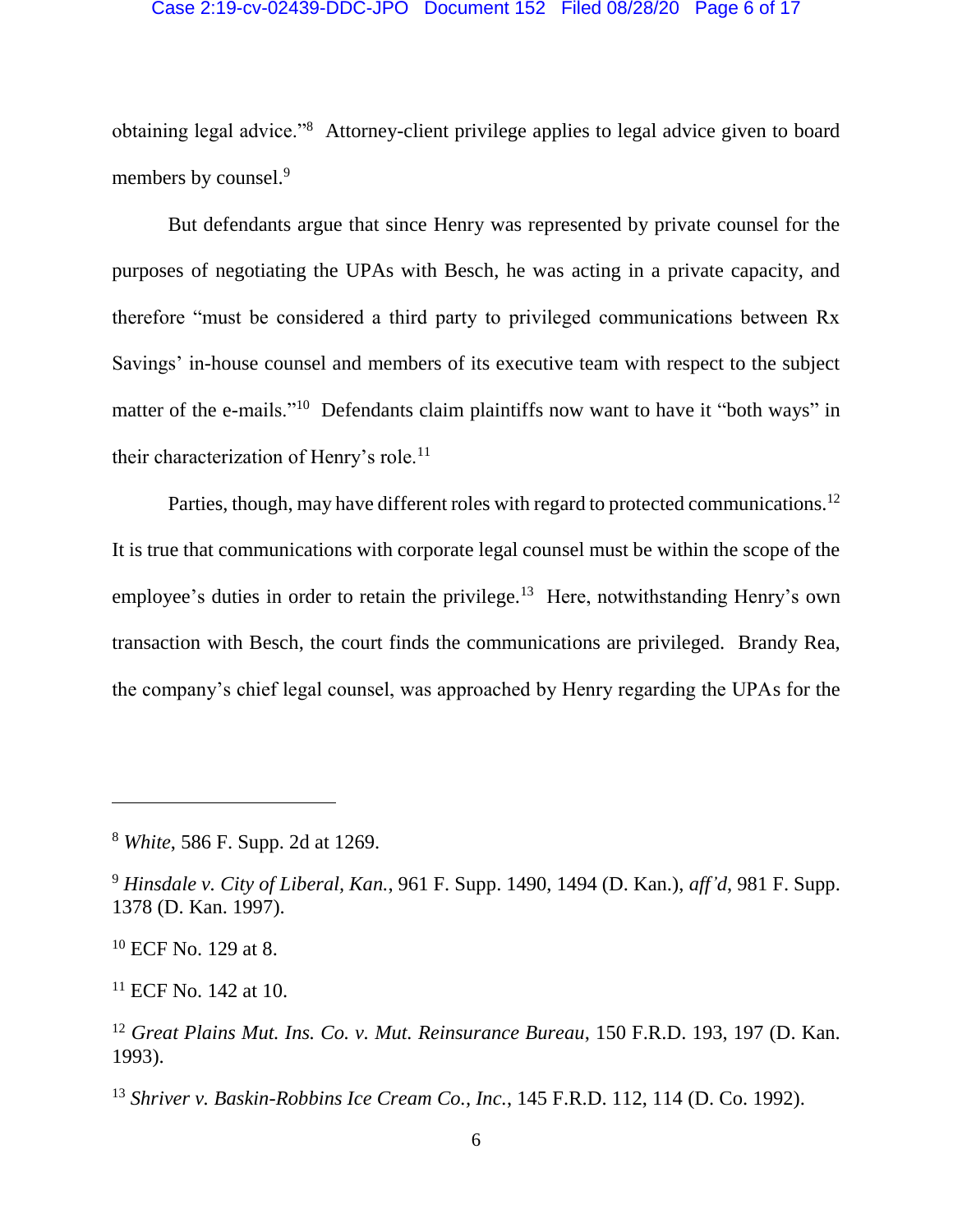obtaining legal advice."[8] Attorney-client privilege applies to legal advice given to board members by counsel.[9]

But defendants argue that since Henry was represented by private counsel for the purposes of negotiating the UPAs with Besch, he was acting in a private capacity, and therefore "must be considered a third party to privileged communications between Rx Savings' in-house counsel and members of its executive team with respect to the subject matter of the e-mails."[10] Defendants claim plaintiffs now want to have it "both ways" in their characterization of Henry's role.[11]

Parties, though, may have different roles with regard to protected communications.[12] It is true that communications with corporate legal counsel must be within the scope of the employee's duties in order to retain the privilege.[13] Here, notwithstanding Henry's own transaction with Besch, the court finds the communications are privileged. Brandy Rea, the company's chief legal counsel, was approached by Henry regarding the UPAs for the

---

[8] *White*, 586 F. Supp. 2d at 1269.

[9] *Hinsdale v. City of Liberal, Kan.*, 961 F. Supp. 1490, 1494 (D. Kan.), *aff'd*, 981 F. Supp. 1378 (D. Kan. 1997).

[10] ECF No. 129 at 8.

[11] ECF No. 142 at 10.

[12] *Great Plains Mut. Ins. Co. v. Mut. Reinsurance Bureau*, 150 F.R.D. 193, 197 (D. Kan. 1993).

[13] *Shriver v. Baskin-Robbins Ice Cream Co., Inc.*, 145 F.R.D. 112, 114 (D. Co. 1992).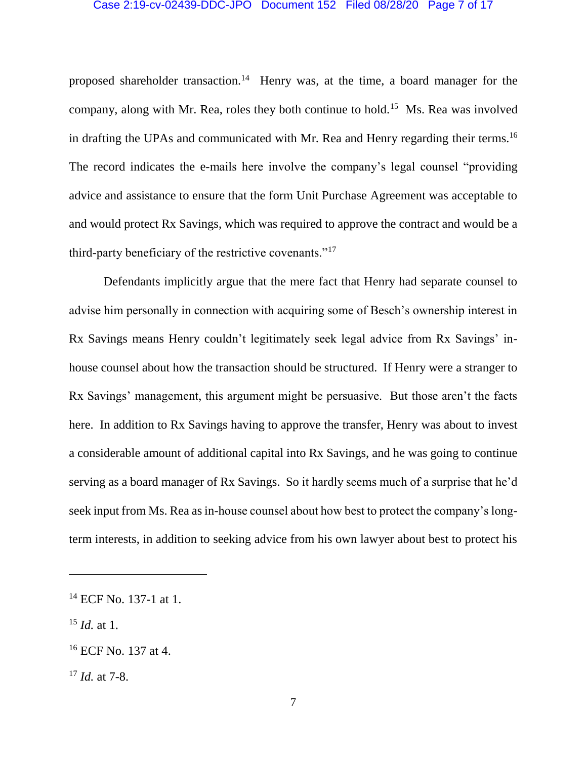proposed shareholder transaction.[14] Henry was, at the time, a board manager for the company, along with Mr. Rea, roles they both continue to hold.[15] Ms. Rea was involved in drafting the UPAs and communicated with Mr. Rea and Henry regarding their terms.[16] The record indicates the e-mails here involve the company's legal counsel "providing advice and assistance to ensure that the form Unit Purchase Agreement was acceptable to and would protect Rx Savings, which was required to approve the contract and would be a third-party beneficiary of the restrictive covenants."[17]

Defendants implicitly argue that the mere fact that Henry had separate counsel to advise him personally in connection with acquiring some of Besch's ownership interest in Rx Savings means Henry couldn't legitimately seek legal advice from Rx Savings' in-house counsel about how the transaction should be structured. If Henry were a stranger to Rx Savings' management, this argument might be persuasive. But those aren't the facts here. In addition to Rx Savings having to approve the transfer, Henry was about to invest a considerable amount of additional capital into Rx Savings, and he was going to continue serving as a board manager of Rx Savings. So it hardly seems much of a surprise that he'd seek input from Ms. Rea as in-house counsel about how best to protect the company's long-term interests, in addition to seeking advice from his own lawyer about best to protect his

---

[14] ECF No. 137-1 at 1.

[15] *Id.* at 1.

[16] ECF No. 137 at 4.

[17] *Id.* at 7-8.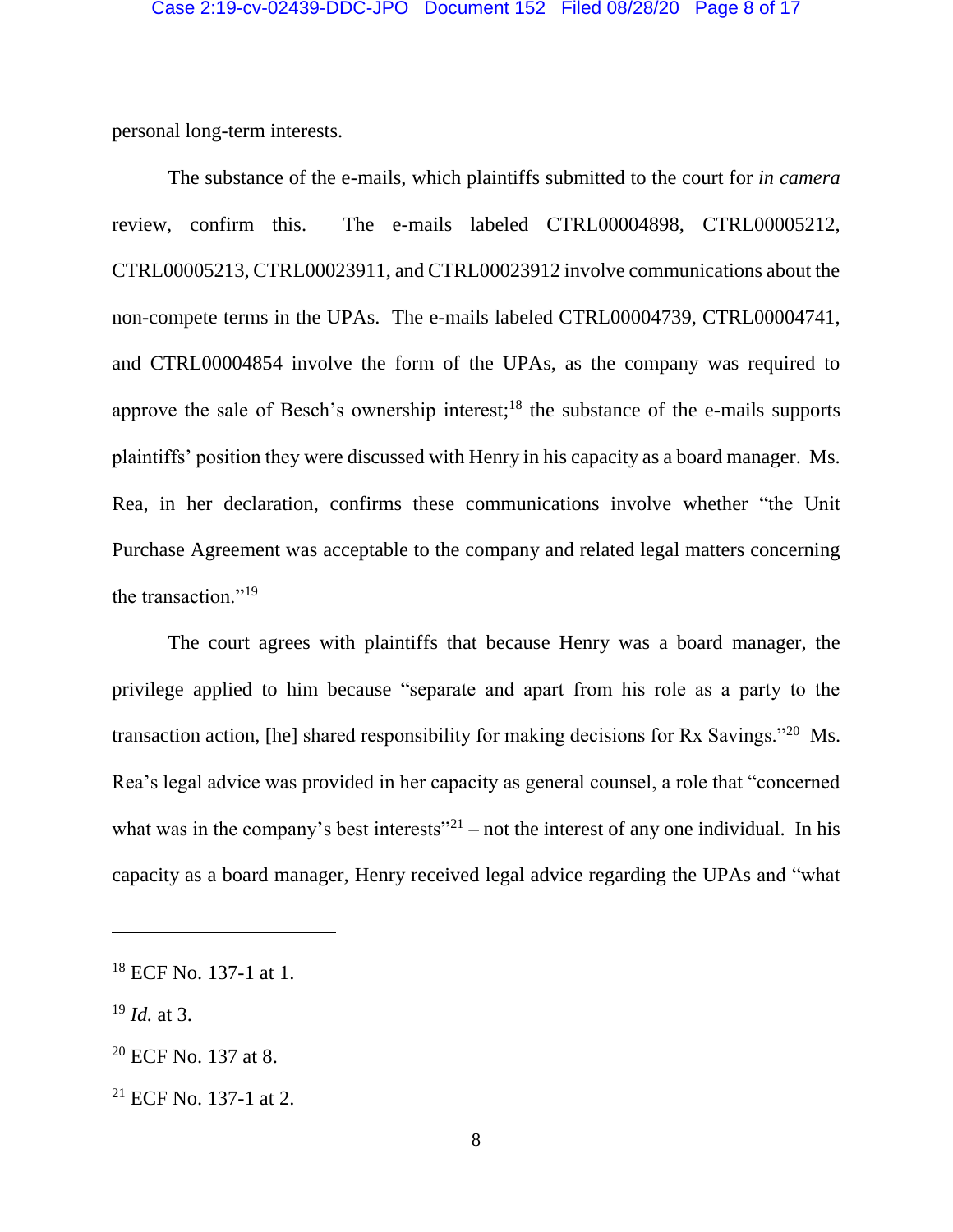personal long-term interests.

The substance of the e-mails, which plaintiffs submitted to the court for *in camera* review, confirm this. The e-mails labeled CTRL00004898, CTRL00005212, CTRL00005213, CTRL00023911, and CTRL00023912 involve communications about the non-compete terms in the UPAs. The e-mails labeled CTRL00004739, CTRL00004741, and CTRL00004854 involve the form of the UPAs, as the company was required to approve the sale of Besch's ownership interest;[18] the substance of the e-mails supports plaintiffs' position they were discussed with Henry in his capacity as a board manager. Ms. Rea, in her declaration, confirms these communications involve whether "the Unit Purchase Agreement was acceptable to the company and related legal matters concerning the transaction."[19]

The court agrees with plaintiffs that because Henry was a board manager, the privilege applied to him because "separate and apart from his role as a party to the transaction action, [he] shared responsibility for making decisions for Rx Savings."[20] Ms. Rea's legal advice was provided in her capacity as general counsel, a role that "concerned what was in the company's best interests"[21] – not the interest of any one individual. In his capacity as a board manager, Henry received legal advice regarding the UPAs and "what

---

[18] ECF No. 137-1 at 1.

[19] *Id.* at 3.

[20] ECF No. 137 at 8.

[21] ECF No. 137-1 at 2.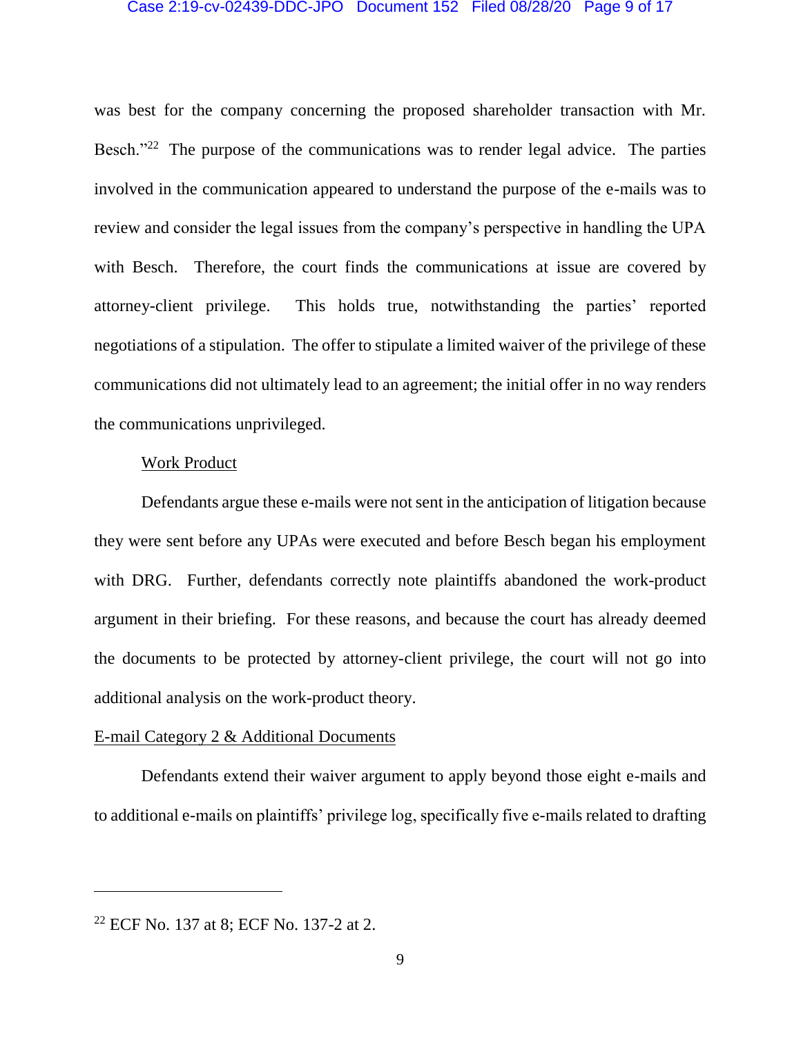was best for the company concerning the proposed shareholder transaction with Mr. Besch."[22] The purpose of the communications was to render legal advice. The parties involved in the communication appeared to understand the purpose of the e-mails was to review and consider the legal issues from the company's perspective in handling the UPA with Besch. Therefore, the court finds the communications at issue are covered by attorney-client privilege. This holds true, notwithstanding the parties' reported negotiations of a stipulation. The offer to stipulate a limited waiver of the privilege of these communications did not ultimately lead to an agreement; the initial offer in no way renders the communications unprivileged.

Work Product

Defendants argue these e-mails were not sent in the anticipation of litigation because they were sent before any UPAs were executed and before Besch began his employment with DRG. Further, defendants correctly note plaintiffs abandoned the work-product argument in their briefing. For these reasons, and because the court has already deemed the documents to be protected by attorney-client privilege, the court will not go into additional analysis on the work-product theory.

E-mail Category 2 & Additional Documents

Defendants extend their waiver argument to apply beyond those eight e-mails and to additional e-mails on plaintiffs' privilege log, specifically five e-mails related to drafting

---

[22] ECF No. 137 at 8; ECF No. 137-2 at 2.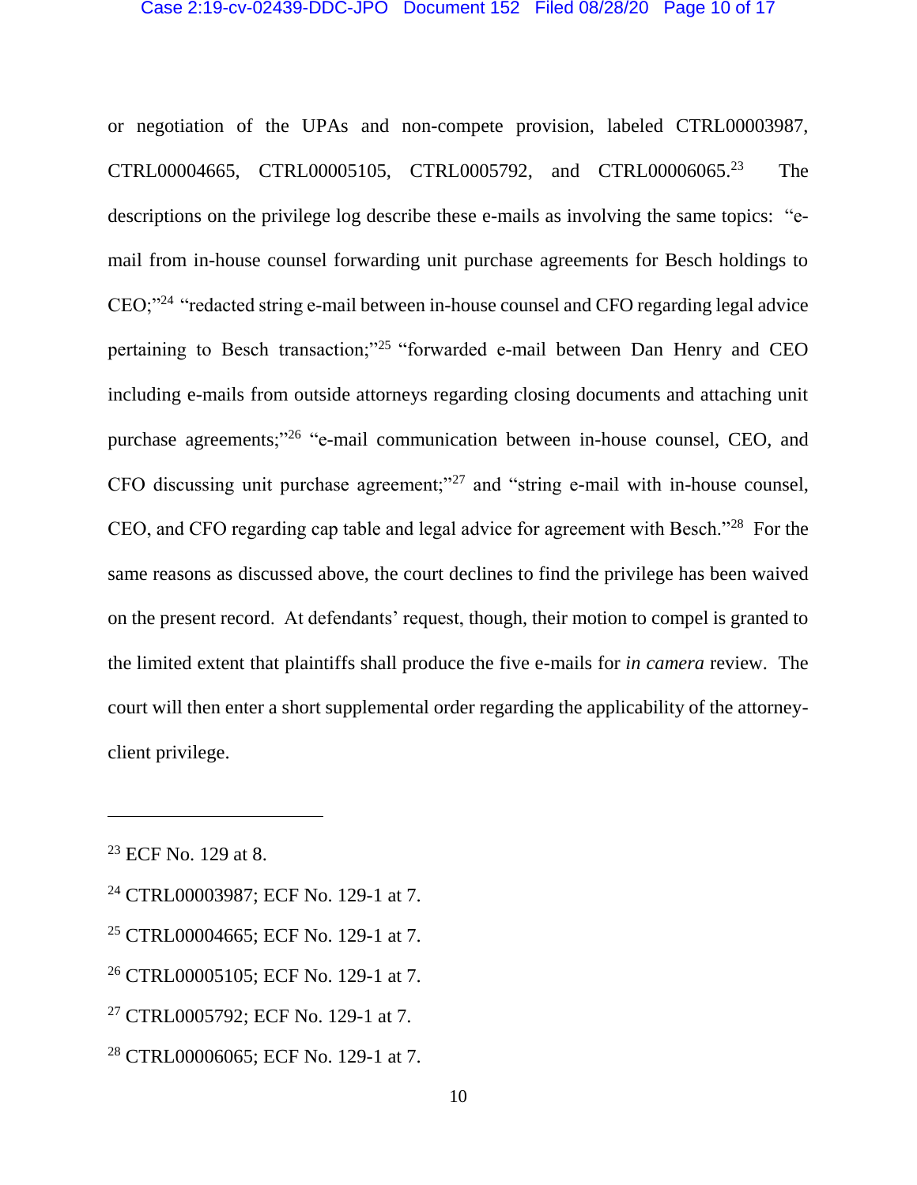or negotiation of the UPAs and non-compete provision, labeled CTRL00003987, CTRL00004665, CTRL00005105, CTRL0005792, and CTRL00006065.[23] The descriptions on the privilege log describe these e-mails as involving the same topics: "e-mail from in-house counsel forwarding unit purchase agreements for Besch holdings to CEO;"[24] "redacted string e-mail between in-house counsel and CFO regarding legal advice pertaining to Besch transaction;"[25] "forwarded e-mail between Dan Henry and CEO including e-mails from outside attorneys regarding closing documents and attaching unit purchase agreements;"[26] "e-mail communication between in-house counsel, CEO, and CFO discussing unit purchase agreement;"[27] and "string e-mail with in-house counsel, CEO, and CFO regarding cap table and legal advice for agreement with Besch."[28] For the same reasons as discussed above, the court declines to find the privilege has been waived on the present record. At defendants' request, though, their motion to compel is granted to the limited extent that plaintiffs shall produce the five e-mails for *in camera* review. The court will then enter a short supplemental order regarding the applicability of the attorney-client privilege.

---

[23] ECF No. 129 at 8.

[24] CTRL00003987; ECF No. 129-1 at 7.

[25] CTRL00004665; ECF No. 129-1 at 7.

[26] CTRL00005105; ECF No. 129-1 at 7.

[27] CTRL0005792; ECF No. 129-1 at 7.

[28] CTRL00006065; ECF No. 129-1 at 7.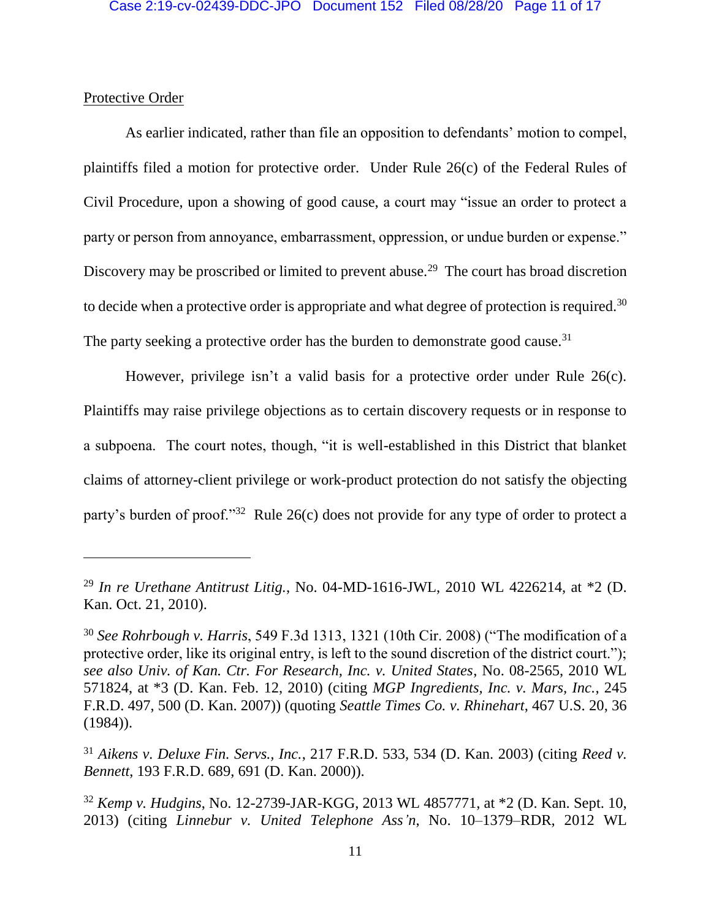<u>Protective Order</u>

As earlier indicated, rather than file an opposition to defendants' motion to compel, plaintiffs filed a motion for protective order. Under Rule 26(c) of the Federal Rules of Civil Procedure, upon a showing of good cause, a court may "issue an order to protect a party or person from annoyance, embarrassment, oppression, or undue burden or expense." Discovery may be proscribed or limited to prevent abuse.[29] The court has broad discretion to decide when a protective order is appropriate and what degree of protection is required.[30] The party seeking a protective order has the burden to demonstrate good cause.[31]

However, privilege isn't a valid basis for a protective order under Rule 26(c). Plaintiffs may raise privilege objections as to certain discovery requests or in response to a subpoena. The court notes, though, "it is well-established in this District that blanket claims of attorney-client privilege or work-product protection do not satisfy the objecting party's burden of proof."[32] Rule 26(c) does not provide for any type of order to protect a

---

[29] *In re Urethane Antitrust Litig.*, No. 04-MD-1616-JWL, 2010 WL 4226214, at *2 (D. Kan. Oct. 21, 2010).

[30] *See Rohrbough v. Harris*, 549 F.3d 1313, 1321 (10th Cir. 2008) ("The modification of a protective order, like its original entry, is left to the sound discretion of the district court."); *see also Univ. of Kan. Ctr. For Research, Inc. v. United States*, No. 08-2565, 2010 WL 571824, at *3 (D. Kan. Feb. 12, 2010) (citing *MGP Ingredients, Inc. v. Mars, Inc.*, 245 F.R.D. 497, 500 (D. Kan. 2007)) (quoting *Seattle Times Co. v. Rhinehart*, 467 U.S. 20, 36 (1984)).

[31] *Aikens v. Deluxe Fin. Servs., Inc.*, 217 F.R.D. 533, 534 (D. Kan. 2003) (citing *Reed v. Bennett*, 193 F.R.D. 689, 691 (D. Kan. 2000)).

[32] *Kemp v. Hudgins*, No. 12-2739-JAR-KGG, 2013 WL 4857771, at *2 (D. Kan. Sept. 10, 2013) (citing *Linnebur v. United Telephone Ass'n*, No. 10–1379–RDR, 2012 WL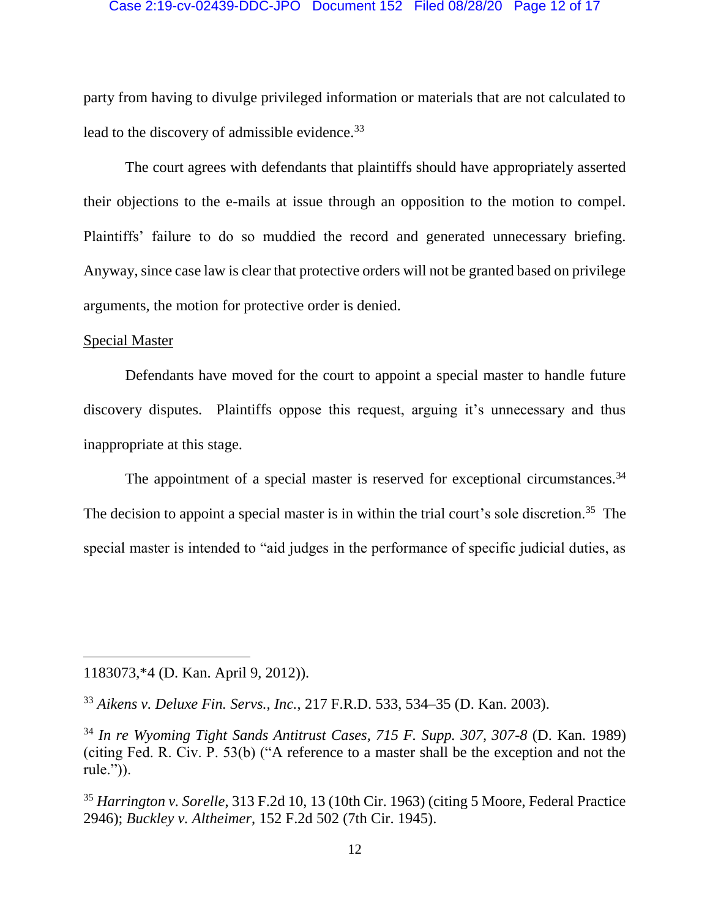party from having to divulge privileged information or materials that are not calculated to lead to the discovery of admissible evidence.[33]

The court agrees with defendants that plaintiffs should have appropriately asserted their objections to the e-mails at issue through an opposition to the motion to compel. Plaintiffs' failure to do so muddied the record and generated unnecessary briefing. Anyway, since case law is clear that protective orders will not be granted based on privilege arguments, the motion for protective order is denied.

<u>Special Master</u>

Defendants have moved for the court to appoint a special master to handle future discovery disputes. Plaintiffs oppose this request, arguing it's unnecessary and thus inappropriate at this stage.

The appointment of a special master is reserved for exceptional circumstances.[34] The decision to appoint a special master is in within the trial court's sole discretion.[35] The special master is intended to "aid judges in the performance of specific judicial duties, as

---

1183073,*4 (D. Kan. April 9, 2012)).

[33] *Aikens v. Deluxe Fin. Servs., Inc.*, 217 F.R.D. 533, 534–35 (D. Kan. 2003).

[34] *In re Wyoming Tight Sands Antitrust Cases, 715 F. Supp. 307, 307-8* (D. Kan. 1989) (citing Fed. R. Civ. P. 53(b) ("A reference to a master shall be the exception and not the rule.")).

[35] *Harrington v. Sorelle*, 313 F.2d 10, 13 (10th Cir. 1963) (citing 5 Moore, Federal Practice 2946); *Buckley v. Altheimer*, 152 F.2d 502 (7th Cir. 1945).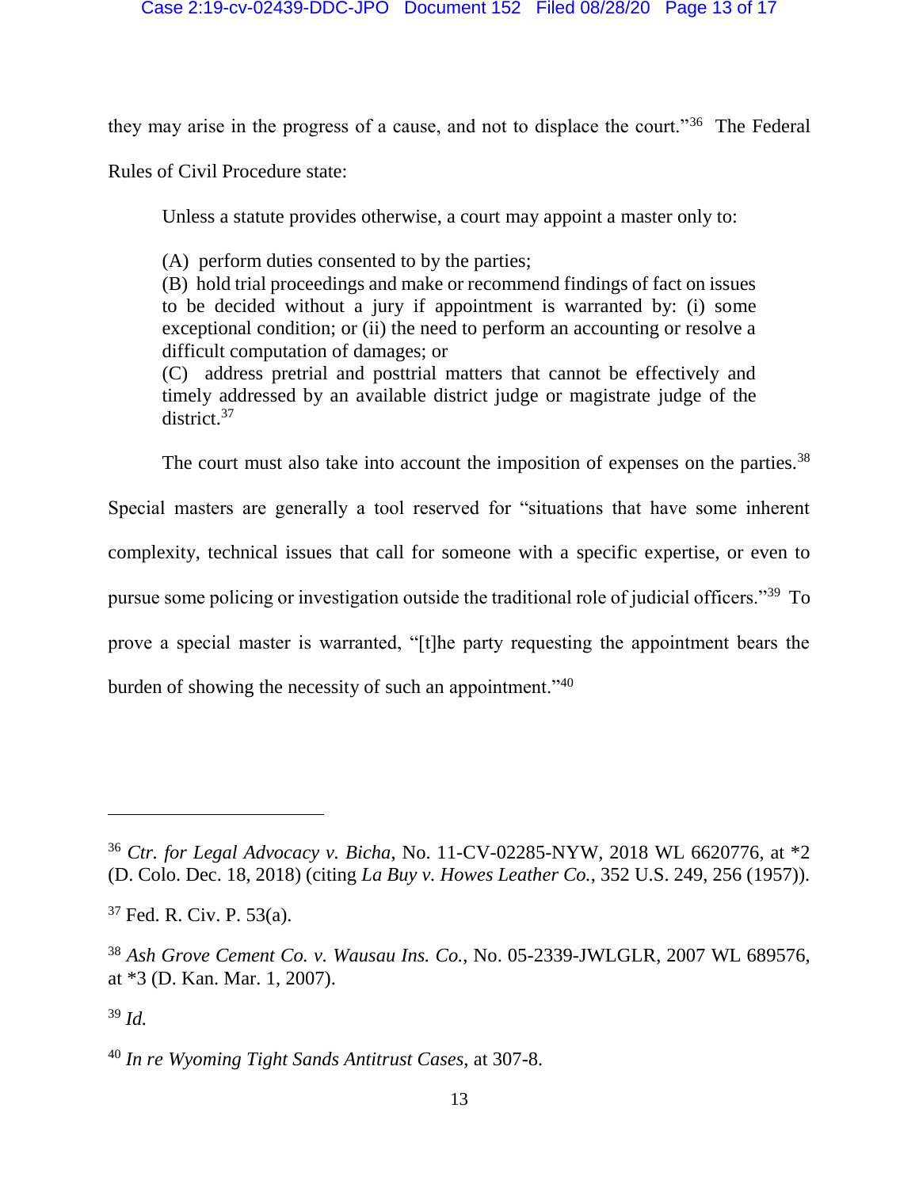they may arise in the progress of a cause, and not to displace the court."[36] The Federal Rules of Civil Procedure state:

> Unless a statute provides otherwise, a court may appoint a master only to:
>
> (A) perform duties consented to by the parties;
> (B) hold trial proceedings and make or recommend findings of fact on issues to be decided without a jury if appointment is warranted by: (i) some exceptional condition; or (ii) the need to perform an accounting or resolve a difficult computation of damages; or
> (C) address pretrial and posttrial matters that cannot be effectively and timely addressed by an available district judge or magistrate judge of the district.[37]

The court must also take into account the imposition of expenses on the parties.[38] Special masters are generally a tool reserved for "situations that have some inherent complexity, technical issues that call for someone with a specific expertise, or even to pursue some policing or investigation outside the traditional role of judicial officers."[39] To prove a special master is warranted, "[t]he party requesting the appointment bears the burden of showing the necessity of such an appointment."[40]

---

[36] *Ctr. for Legal Advocacy v. Bicha*, No. 11-CV-02285-NYW, 2018 WL 6620776, at *2 (D. Colo. Dec. 18, 2018) (citing *La Buy v. Howes Leather Co.*, 352 U.S. 249, 256 (1957)).

[37] Fed. R. Civ. P. 53(a).

[38] *Ash Grove Cement Co. v. Wausau Ins. Co.*, No. 05-2339-JWLGLR, 2007 WL 689576, at *3 (D. Kan. Mar. 1, 2007).

[39] *Id.*

[40] *In re Wyoming Tight Sands Antitrust Cases*, at 307-8.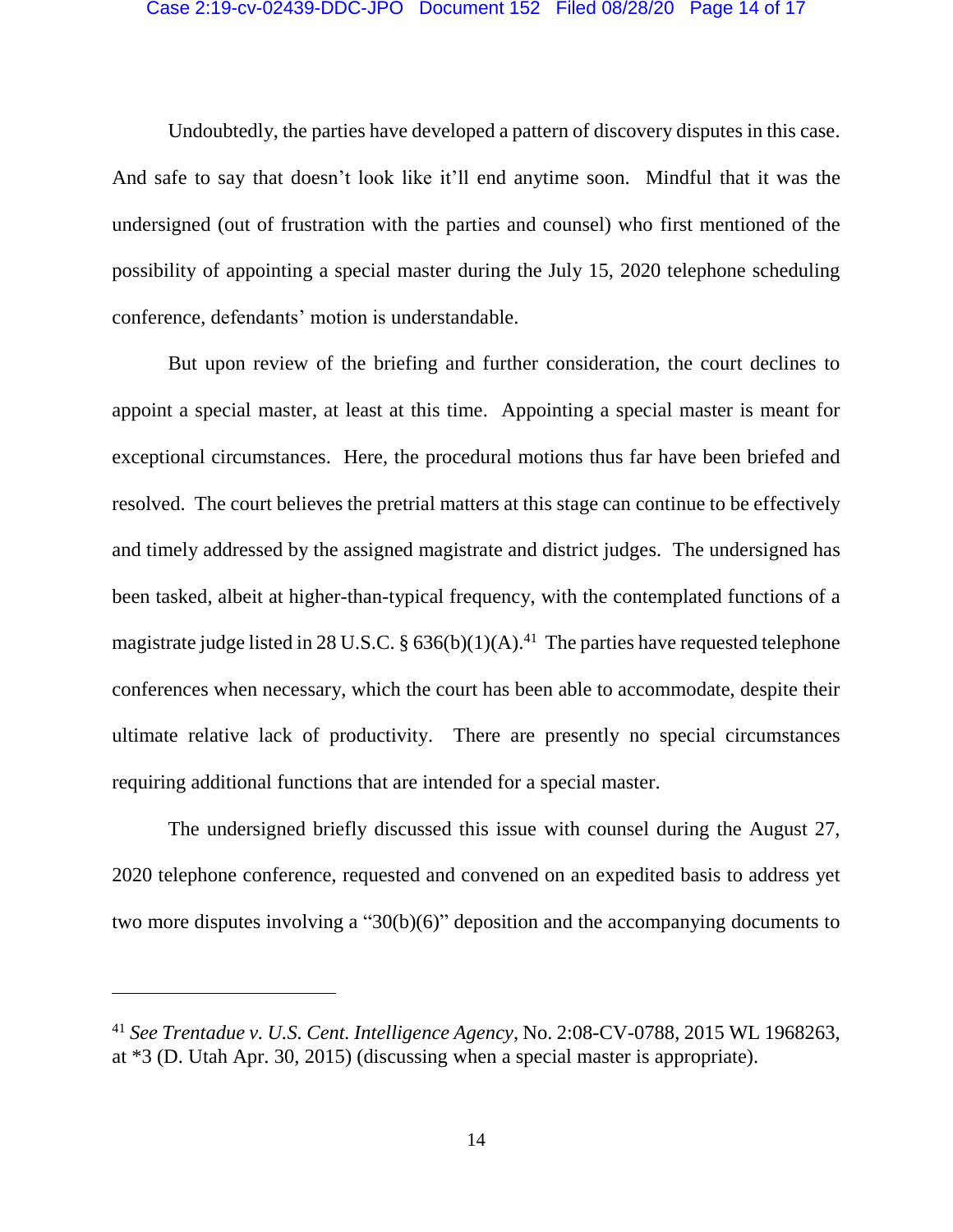Undoubtedly, the parties have developed a pattern of discovery disputes in this case. And safe to say that doesn't look like it'll end anytime soon. Mindful that it was the undersigned (out of frustration with the parties and counsel) who first mentioned of the possibility of appointing a special master during the July 15, 2020 telephone scheduling conference, defendants' motion is understandable.

But upon review of the briefing and further consideration, the court declines to appoint a special master, at least at this time. Appointing a special master is meant for exceptional circumstances. Here, the procedural motions thus far have been briefed and resolved. The court believes the pretrial matters at this stage can continue to be effectively and timely addressed by the assigned magistrate and district judges. The undersigned has been tasked, albeit at higher-than-typical frequency, with the contemplated functions of a magistrate judge listed in 28 U.S.C. § 636(b)(1)(A).[41] The parties have requested telephone conferences when necessary, which the court has been able to accommodate, despite their ultimate relative lack of productivity. There are presently no special circumstances requiring additional functions that are intended for a special master.

The undersigned briefly discussed this issue with counsel during the August 27, 2020 telephone conference, requested and convened on an expedited basis to address yet two more disputes involving a "30(b)(6)" deposition and the accompanying documents to

---

[41] *See Trentadue v. U.S. Cent. Intelligence Agency*, No. 2:08-CV-0788, 2015 WL 1968263, at *3 (D. Utah Apr. 30, 2015) (discussing when a special master is appropriate).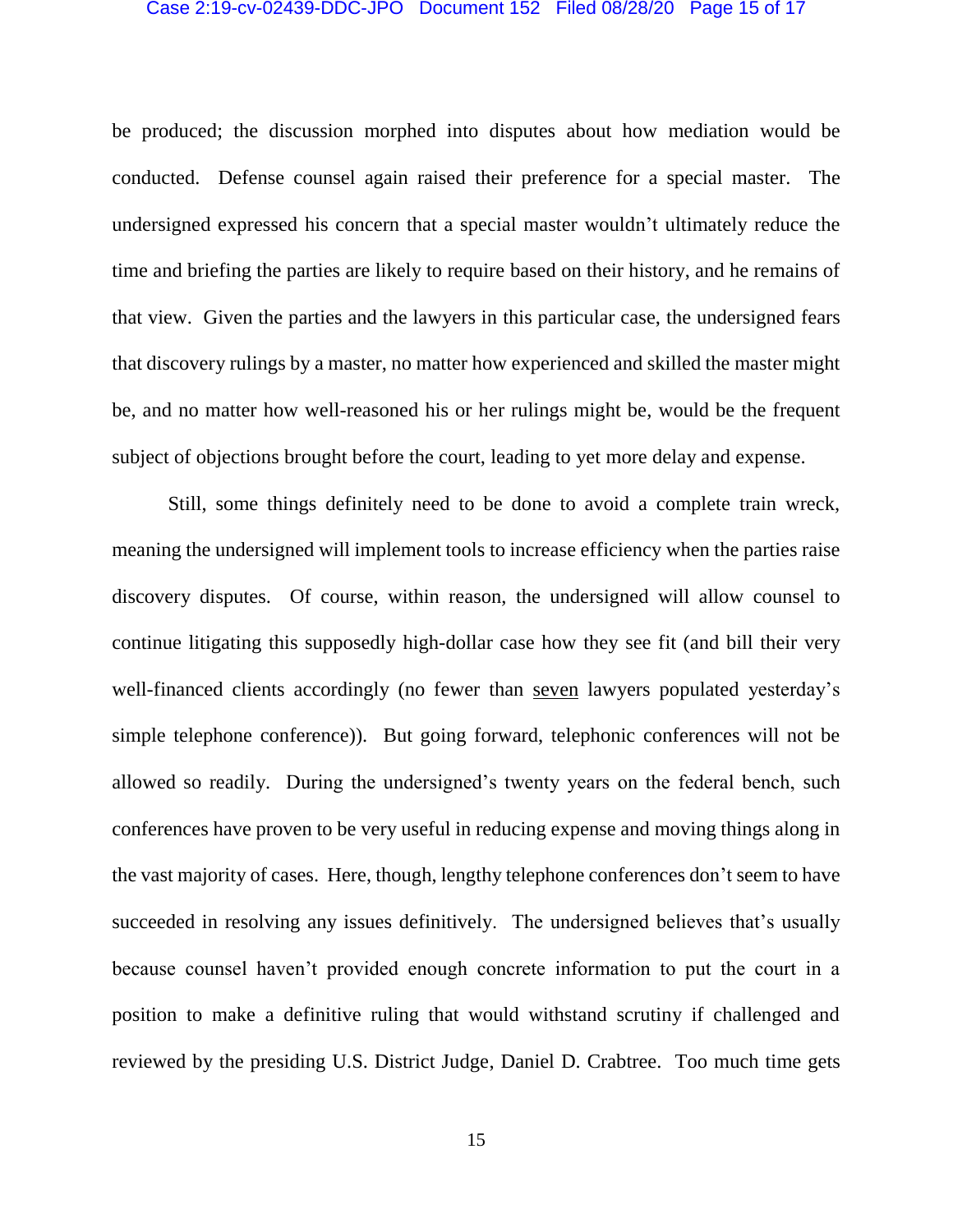be produced; the discussion morphed into disputes about how mediation would be conducted. Defense counsel again raised their preference for a special master. The undersigned expressed his concern that a special master wouldn't ultimately reduce the time and briefing the parties are likely to require based on their history, and he remains of that view. Given the parties and the lawyers in this particular case, the undersigned fears that discovery rulings by a master, no matter how experienced and skilled the master might be, and no matter how well-reasoned his or her rulings might be, would be the frequent subject of objections brought before the court, leading to yet more delay and expense.

Still, some things definitely need to be done to avoid a complete train wreck, meaning the undersigned will implement tools to increase efficiency when the parties raise discovery disputes. Of course, within reason, the undersigned will allow counsel to continue litigating this supposedly high-dollar case how they see fit (and bill their very well-financed clients accordingly (no fewer than <u>seven</u> lawyers populated yesterday's simple telephone conference)). But going forward, telephonic conferences will not be allowed so readily. During the undersigned's twenty years on the federal bench, such conferences have proven to be very useful in reducing expense and moving things along in the vast majority of cases. Here, though, lengthy telephone conferences don't seem to have succeeded in resolving any issues definitively. The undersigned believes that's usually because counsel haven't provided enough concrete information to put the court in a position to make a definitive ruling that would withstand scrutiny if challenged and reviewed by the presiding U.S. District Judge, Daniel D. Crabtree. Too much time gets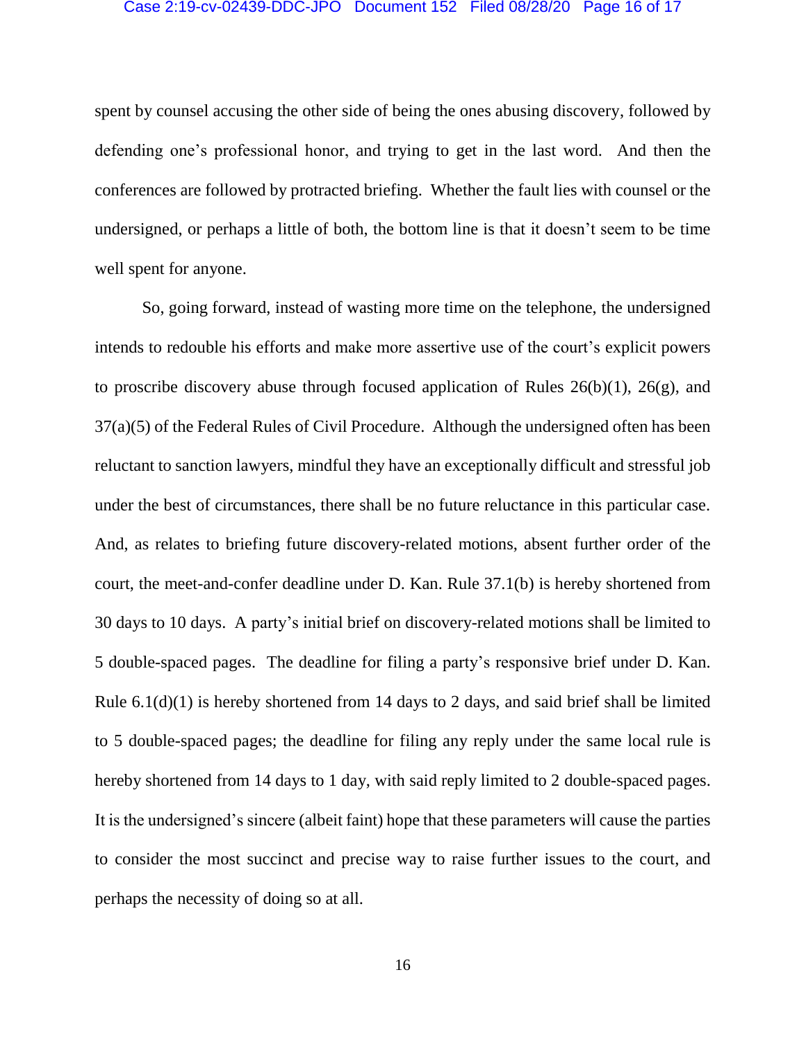spent by counsel accusing the other side of being the ones abusing discovery, followed by defending one's professional honor, and trying to get in the last word. And then the conferences are followed by protracted briefing. Whether the fault lies with counsel or the undersigned, or perhaps a little of both, the bottom line is that it doesn't seem to be time well spent for anyone.

So, going forward, instead of wasting more time on the telephone, the undersigned intends to redouble his efforts and make more assertive use of the court's explicit powers to proscribe discovery abuse through focused application of Rules 26(b)(1), 26(g), and 37(a)(5) of the Federal Rules of Civil Procedure. Although the undersigned often has been reluctant to sanction lawyers, mindful they have an exceptionally difficult and stressful job under the best of circumstances, there shall be no future reluctance in this particular case. And, as relates to briefing future discovery-related motions, absent further order of the court, the meet-and-confer deadline under D. Kan. Rule 37.1(b) is hereby shortened from 30 days to 10 days. A party's initial brief on discovery-related motions shall be limited to 5 double-spaced pages. The deadline for filing a party's responsive brief under D. Kan. Rule 6.1(d)(1) is hereby shortened from 14 days to 2 days, and said brief shall be limited to 5 double-spaced pages; the deadline for filing any reply under the same local rule is hereby shortened from 14 days to 1 day, with said reply limited to 2 double-spaced pages. It is the undersigned's sincere (albeit faint) hope that these parameters will cause the parties to consider the most succinct and precise way to raise further issues to the court, and perhaps the necessity of doing so at all.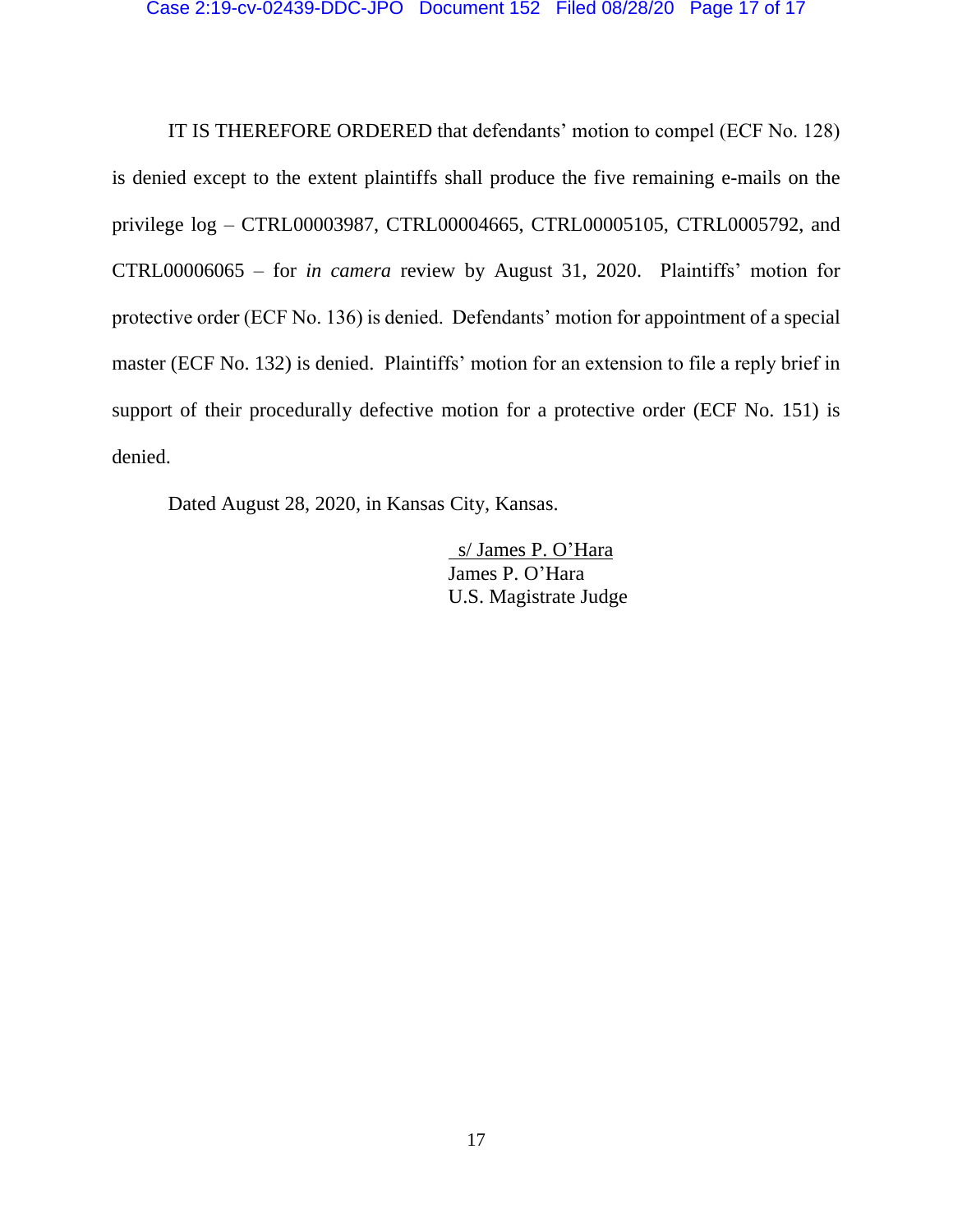IT IS THEREFORE ORDERED that defendants' motion to compel (ECF No. 128) is denied except to the extent plaintiffs shall produce the five remaining e-mails on the privilege log – CTRL00003987, CTRL00004665, CTRL00005105, CTRL0005792, and CTRL00006065 – for *in camera* review by August 31, 2020. Plaintiffs' motion for protective order (ECF No. 136) is denied. Defendants' motion for appointment of a special master (ECF No. 132) is denied. Plaintiffs' motion for an extension to file a reply brief in support of their procedurally defective motion for a protective order (ECF No. 151) is denied.

Dated August 28, 2020, in Kansas City, Kansas.

s/ James P. O'Hara
James P. O'Hara
U.S. Magistrate Judge